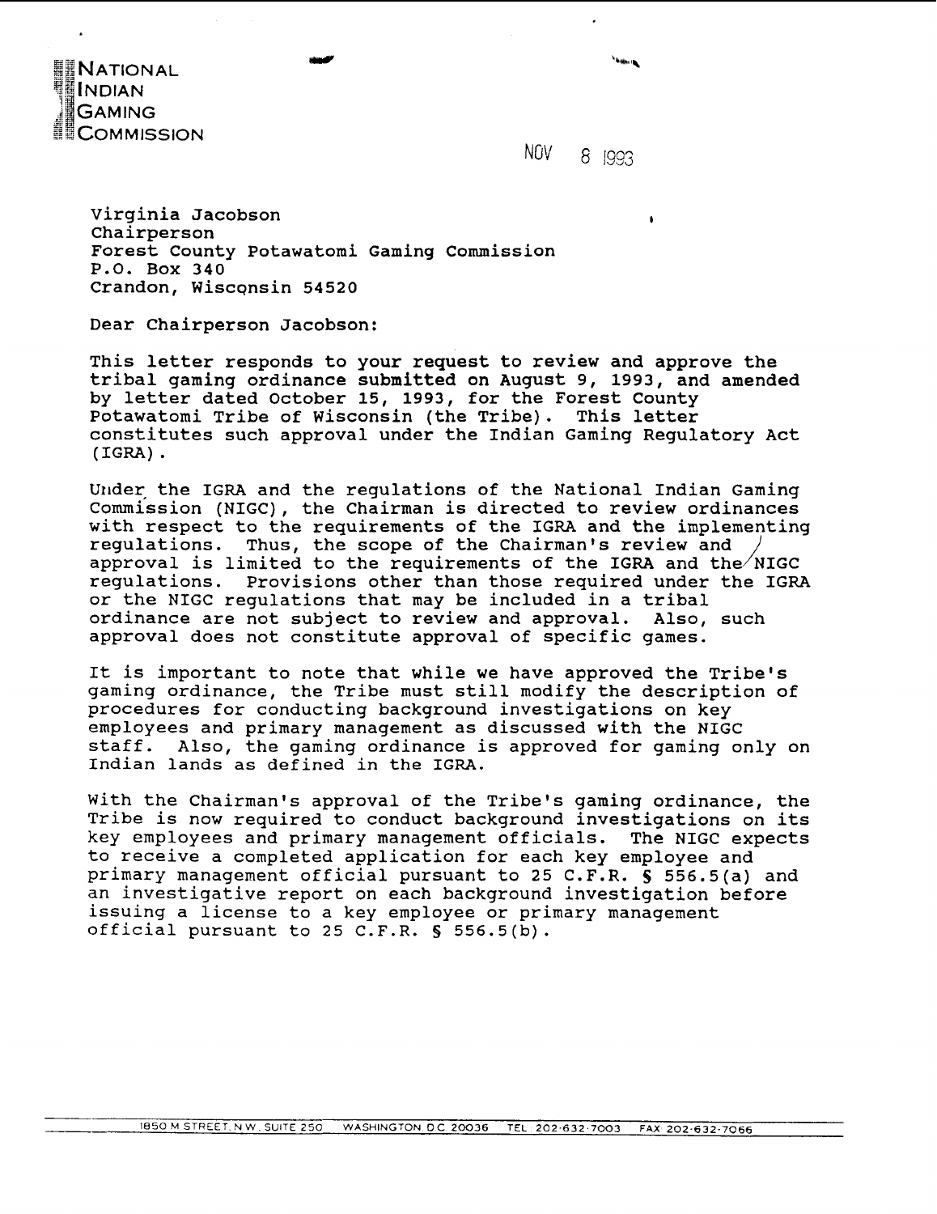**NATIONAL INDIAN GAMING COMMISSION**

NOV 8 1993

Virginia Jacobson
Chairperson
Forest County Potawatomi Gaming Commission
P.O. Box 340
Crandon, Wisconsin 54520

Dear Chairperson Jacobson:

This letter responds to your request to review and approve the tribal gaming ordinance submitted on August 9, 1993, and amended by letter dated October 15, 1993, for the Forest County Potawatomi Tribe of Wisconsin (the Tribe). This letter constitutes such approval under the Indian Gaming Regulatory Act (IGRA).

Under the IGRA and the regulations of the National Indian Gaming Commission (NIGC), the Chairman is directed to review ordinances with respect to the requirements of the IGRA and the implementing regulations. Thus, the scope of the Chairman's review and approval is limited to the requirements of the IGRA and the NIGC regulations. Provisions other than those required under the IGRA or the NIGC regulations that may be included in a tribal ordinance are not subject to review and approval. Also, such approval does not constitute approval of specific games.

It is important to note that while we have approved the Tribe's gaming ordinance, the Tribe must still modify the description of procedures for conducting background investigations on key employees and primary management as discussed with the NIGC staff. Also, the gaming ordinance is approved for gaming only on Indian lands as defined in the IGRA.

With the Chairman's approval of the Tribe's gaming ordinance, the Tribe is now required to conduct background investigations on its key employees and primary management officials. The NIGC expects to receive a completed application for each key employee and primary management official pursuant to 25 C.F.R. § 556.5(a) and an investigative report on each background investigation before issuing a license to a key employee or primary management official pursuant to 25 C.F.R. § 556.5(b).

1850 M STREET, N.W., SUITE 250 WASHINGTON, D.C. 20036 TEL 202-632-7003 FAX 202-632-7066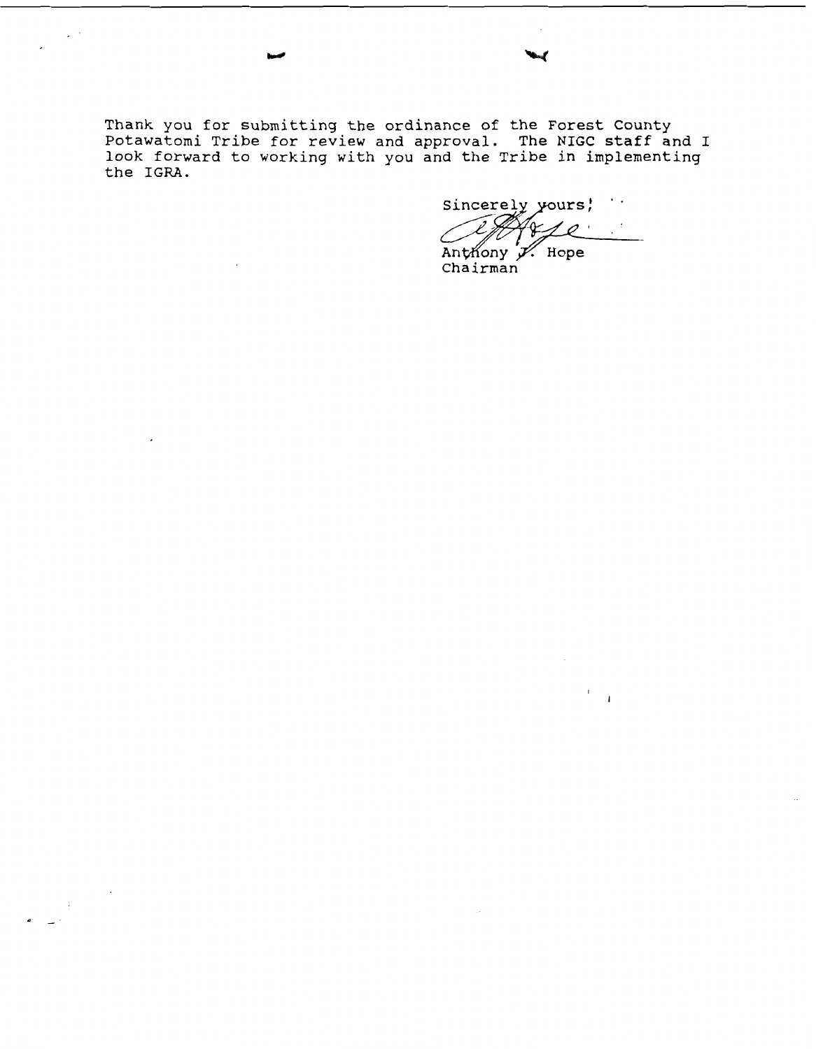Thank you for submitting the ordinance of the Forest County Potawatomi Tribe for review and approval. The NIGC staff and I look forward to working with you and the Tribe in implementing the IGRA.

Sincerely yours,

Anthony J. Hope
Chairman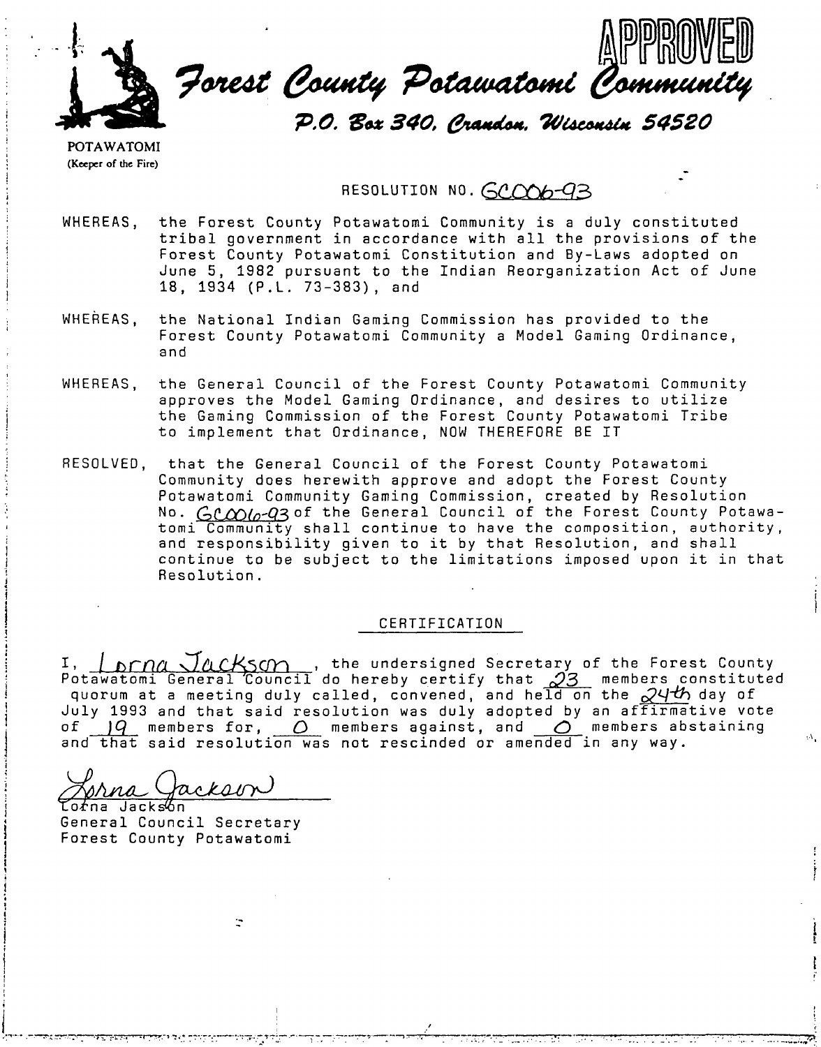APPROVED

# Forest County Potawatomi Community

P.O. Box 340, Crandon, Wisconsin 54520

POTAWATOMI
(Keeper of the Fire)

RESOLUTION NO. GC006-93

WHEREAS, the Forest County Potawatomi Community is a duly constituted tribal government in accordance with all the provisions of the Forest County Potawatomi Constitution and By-Laws adopted on June 5, 1982 pursuant to the Indian Reorganization Act of June 18, 1934 (P.L. 73-383), and

WHEREAS, the National Indian Gaming Commission has provided to the Forest County Potawatomi Community a Model Gaming Ordinance, and

WHEREAS, the General Council of the Forest County Potawatomi Community approves the Model Gaming Ordinance, and desires to utilize the Gaming Commission of the Forest County Potawatomi Tribe to implement that Ordinance, NOW THEREFORE BE IT

RESOLVED, that the General Council of the Forest County Potawatomi Community does herewith approve and adopt the Forest County Potawatomi Community Gaming Commission, created by Resolution No. GC006-93 of the General Council of the Forest County Potawatomi Community shall continue to have the composition, authority, and responsibility given to it by that Resolution, and shall continue to be subject to the limitations imposed upon it in that Resolution.

## CERTIFICATION

I, Lorna Jackson, the undersigned Secretary of the Forest County Potawatomi General Council do hereby certify that 23 members constituted quorum at a meeting duly called, convened, and held on the 24th day of July 1993 and that said resolution was duly adopted by an affirmative vote of 19 members for, 0 members against, and 0 members abstaining and that said resolution was not rescinded or amended in any way.

Lorna Jackson
General Council Secretary
Forest County Potawatomi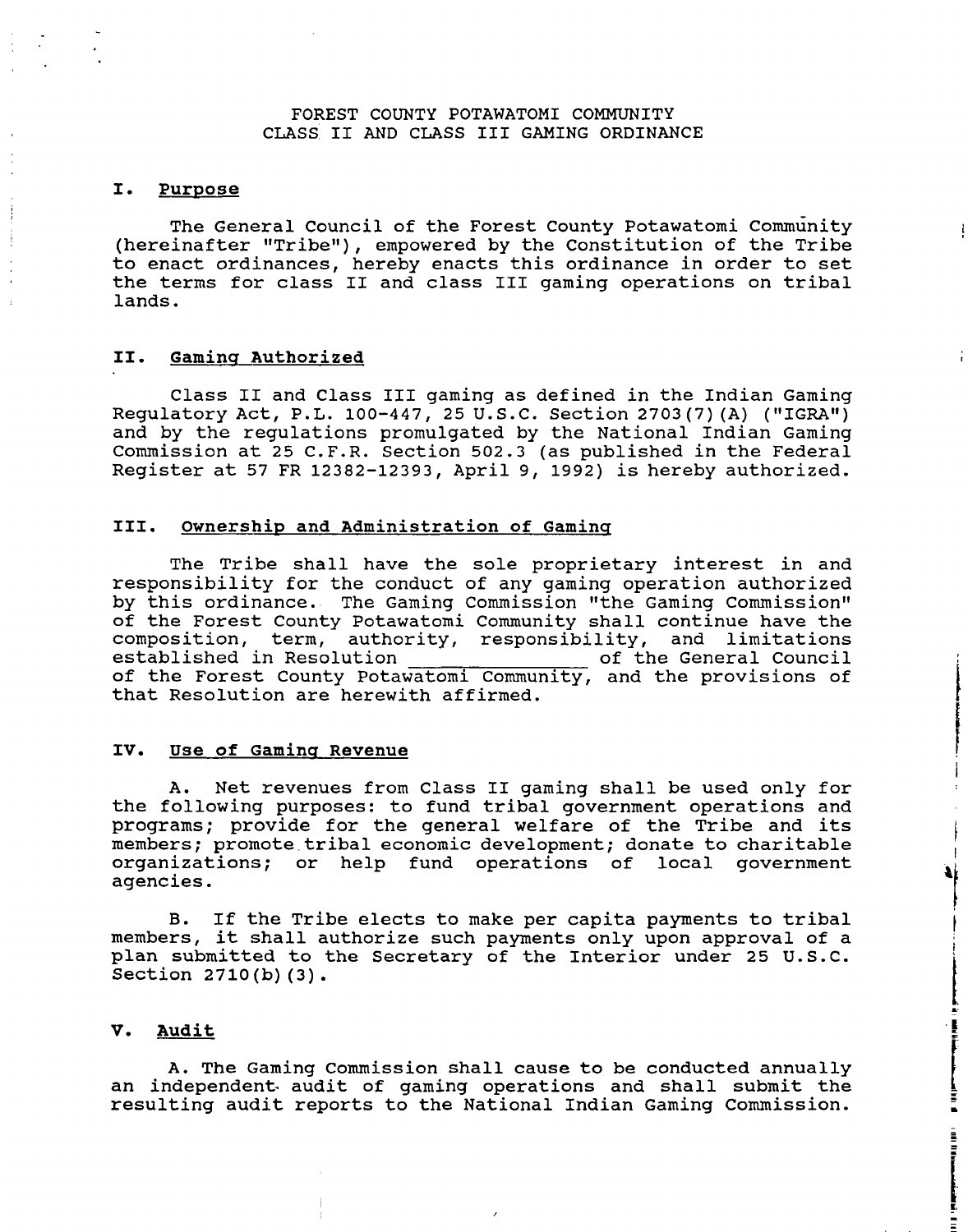# FOREST COUNTY POTAWATOMI COMMUNITY
## CLASS II AND CLASS III GAMING ORDINANCE

### I. Purpose

The General Council of the Forest County Potawatomi Community (hereinafter "Tribe"), empowered by the Constitution of the Tribe to enact ordinances, hereby enacts this ordinance in order to set the terms for class II and class III gaming operations on tribal lands.

### II. Gaming Authorized

Class II and Class III gaming as defined in the Indian Gaming Regulatory Act, P.L. 100-447, 25 U.S.C. Section 2703(7)(A) ("IGRA") and by the regulations promulgated by the National Indian Gaming Commission at 25 C.F.R. Section 502.3 (as published in the Federal Register at 57 FR 12382-12393, April 9, 1992) is hereby authorized.

### III. Ownership and Administration of Gaming

The Tribe shall have the sole proprietary interest in and responsibility for the conduct of any gaming operation authorized by this ordinance. The Gaming Commission "the Gaming Commission" of the Forest County Potawatomi Community shall continue have the composition, term, authority, responsibility, and limitations established in Resolution _______________ of the General Council of the Forest County Potawatomi Community, and the provisions of that Resolution are herewith affirmed.

### IV. Use of Gaming Revenue

A. Net revenues from Class II gaming shall be used only for the following purposes: to fund tribal government operations and programs; provide for the general welfare of the Tribe and its members; promote tribal economic development; donate to charitable organizations; or help fund operations of local government agencies.

B. If the Tribe elects to make per capita payments to tribal members, it shall authorize such payments only upon approval of a plan submitted to the Secretary of the Interior under 25 U.S.C. Section 2710(b)(3).

### V. Audit

A. The Gaming Commission shall cause to be conducted annually an independent audit of gaming operations and shall submit the resulting audit reports to the National Indian Gaming Commission.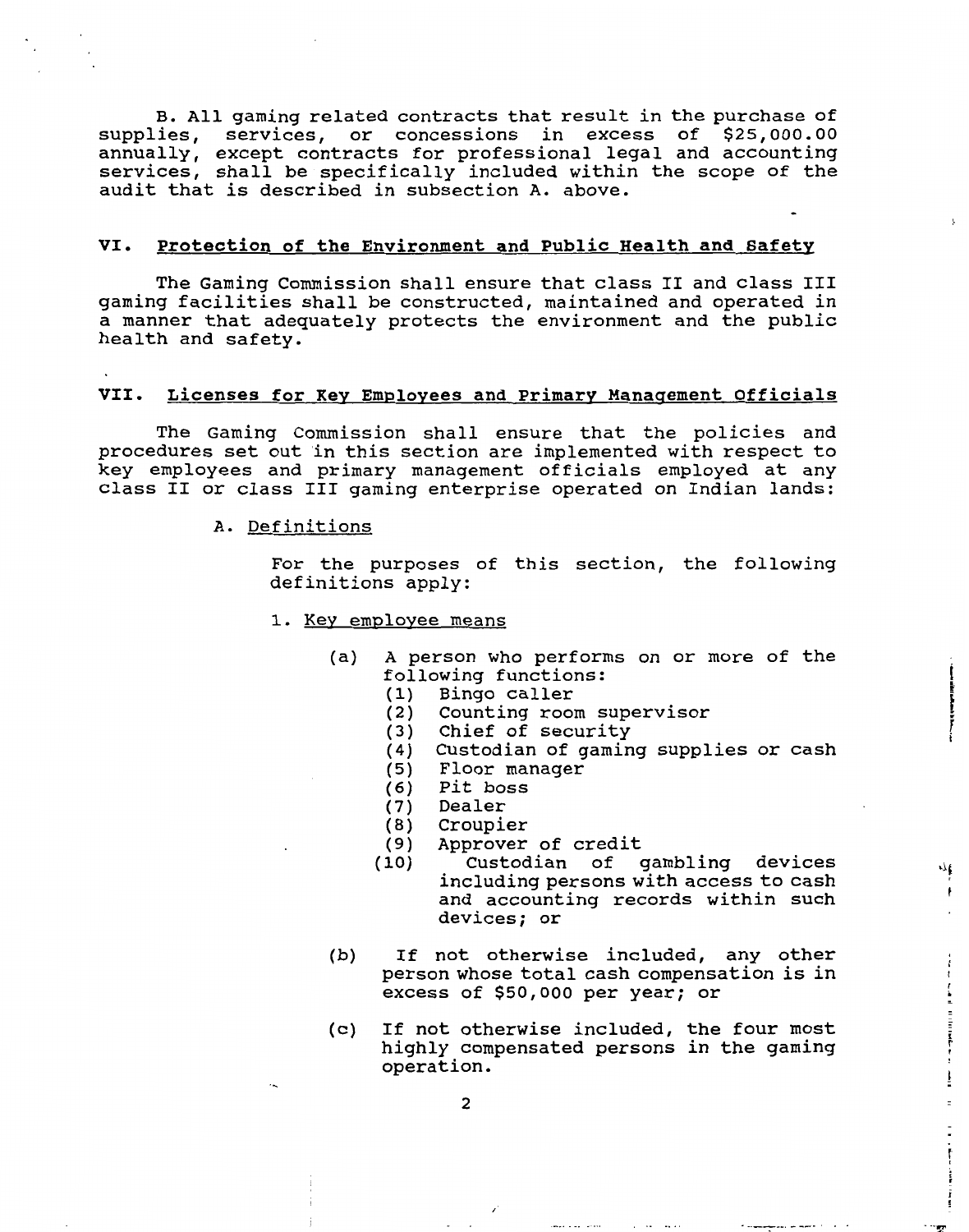B. All gaming related contracts that result in the purchase of supplies, services, or concessions in excess of $25,000.00 annually, except contracts for professional legal and accounting services, shall be specifically included within the scope of the audit that is described in subsection A. above.

## VI. Protection of the Environment and Public Health and Safety

The Gaming Commission shall ensure that class II and class III gaming facilities shall be constructed, maintained and operated in a manner that adequately protects the environment and the public health and safety.

## VII. Licenses for Key Employees and Primary Management Officials

The Gaming Commission shall ensure that the policies and procedures set out in this section are implemented with respect to key employees and primary management officials employed at any class II or class III gaming enterprise operated on Indian lands:

A. Definitions

For the purposes of this section, the following definitions apply:

1. Key employee means

(a) A person who performs on or more of the following functions:
  - (1) Bingo caller
  - (2) Counting room supervisor
  - (3) Chief of security
  - (4) Custodian of gaming supplies or cash
  - (5) Floor manager
  - (6) Pit boss
  - (7) Dealer
  - (8) Croupier
  - (9) Approver of credit
  - (10) Custodian of gambling devices including persons with access to cash and accounting records within such devices; or

(b) If not otherwise included, any other person whose total cash compensation is in excess of $50,000 per year; or

(c) If not otherwise included, the four most highly compensated persons in the gaming operation.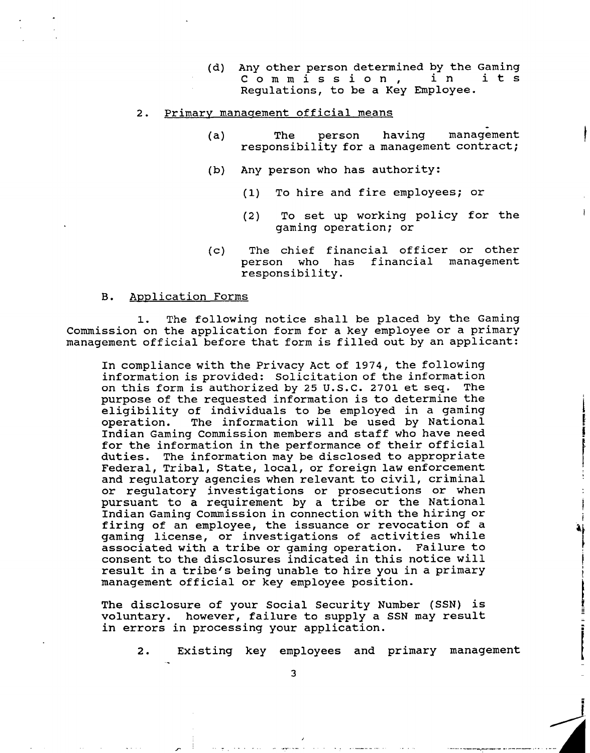(d) Any other person determined by the Gaming Commission, in its Regulations, to be a Key Employee.

2. Primary management official means

(a) The person having management responsibility for a management contract;

(b) Any person who has authority:

(1) To hire and fire employees; or

(2) To set up working policy for the gaming operation; or

(c) The chief financial officer or other person who has financial management responsibility.

B. Application Forms

1. The following notice shall be placed by the Gaming Commission on the application form for a key employee or a primary management official before that form is filled out by an applicant:

> In compliance with the Privacy Act of 1974, the following information is provided: Solicitation of the information on this form is authorized by 25 U.S.C. 2701 et seq. The purpose of the requested information is to determine the eligibility of individuals to be employed in a gaming operation. The information will be used by National Indian Gaming Commission members and staff who have need for the information in the performance of their official duties. The information may be disclosed to appropriate Federal, Tribal, State, local, or foreign law enforcement and regulatory agencies when relevant to civil, criminal or regulatory investigations or prosecutions or when pursuant to a requirement by a tribe or the National Indian Gaming Commission in connection with the hiring or firing of an employee, the issuance or revocation of a gaming license, or investigations of activities while associated with a tribe or gaming operation. Failure to consent to the disclosures indicated in this notice will result in a tribe's being unable to hire you in a primary management official or key employee position.
>
> The disclosure of your Social Security Number (SSN) is voluntary. however, failure to supply a SSN may result in errors in processing your application.

2. Existing key employees and primary management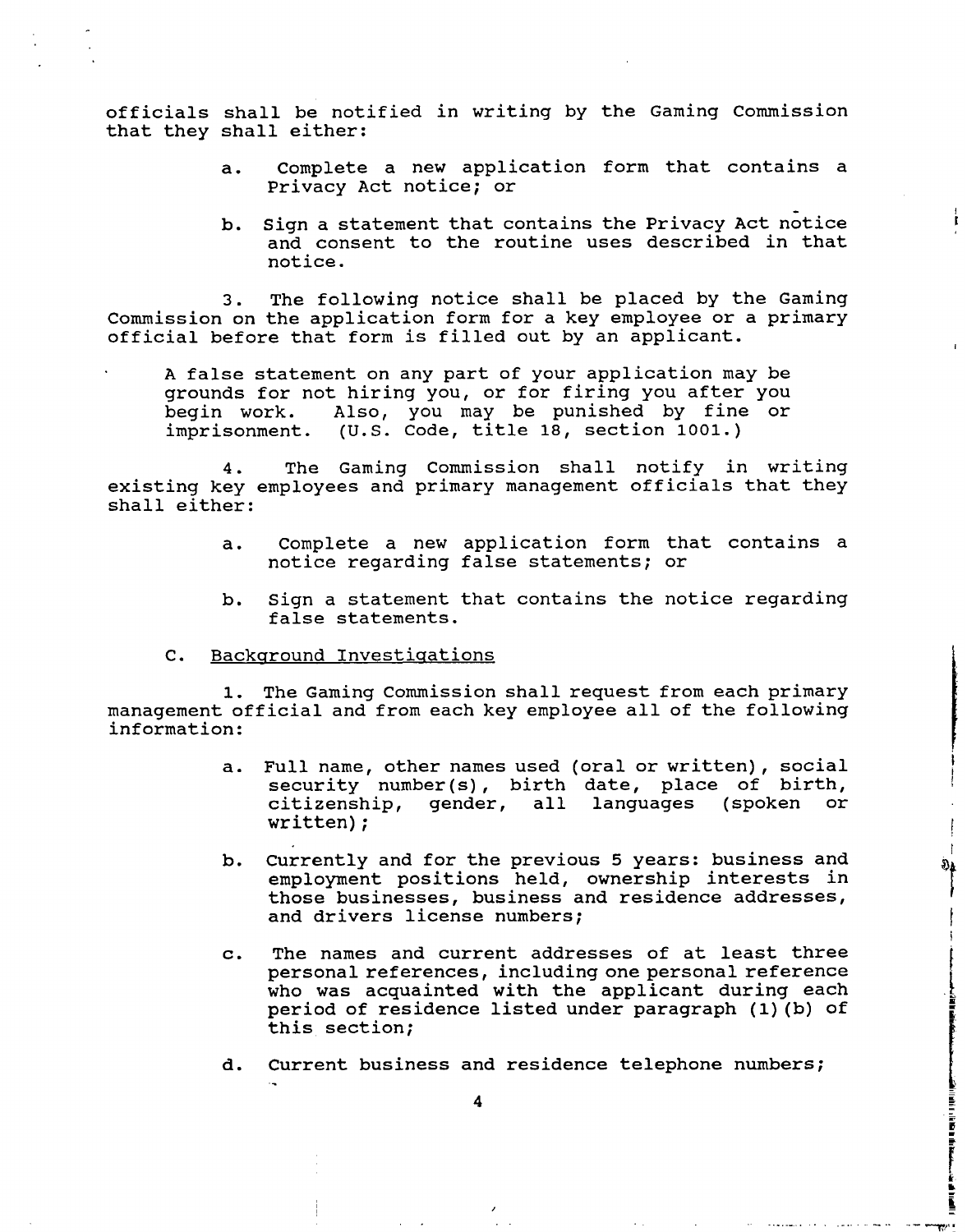officials shall be notified in writing by the Gaming Commission that they shall either:

a. Complete a new application form that contains a Privacy Act notice; or

b. Sign a statement that contains the Privacy Act notice and consent to the routine uses described in that notice.

3. The following notice shall be placed by the Gaming Commission on the application form for a key employee or a primary official before that form is filled out by an applicant.

> A false statement on any part of your application may be grounds for not hiring you, or for firing you after you begin work. Also, you may be punished by fine or imprisonment. (U.S. Code, title 18, section 1001.)

4. The Gaming Commission shall notify in writing existing key employees and primary management officials that they shall either:

a. Complete a new application form that contains a notice regarding false statements; or

b. Sign a statement that contains the notice regarding false statements.

C. <u>Background Investigations</u>

1. The Gaming Commission shall request from each primary management official and from each key employee all of the following information:

a. Full name, other names used (oral or written), social security number(s), birth date, place of birth, citizenship, gender, all languages (spoken or written);

b. Currently and for the previous 5 years: business and employment positions held, ownership interests in those businesses, business and residence addresses, and drivers license numbers;

c. The names and current addresses of at least three personal references, including one personal reference who was acquainted with the applicant during each period of residence listed under paragraph (1)(b) of this section;

d. Current business and residence telephone numbers;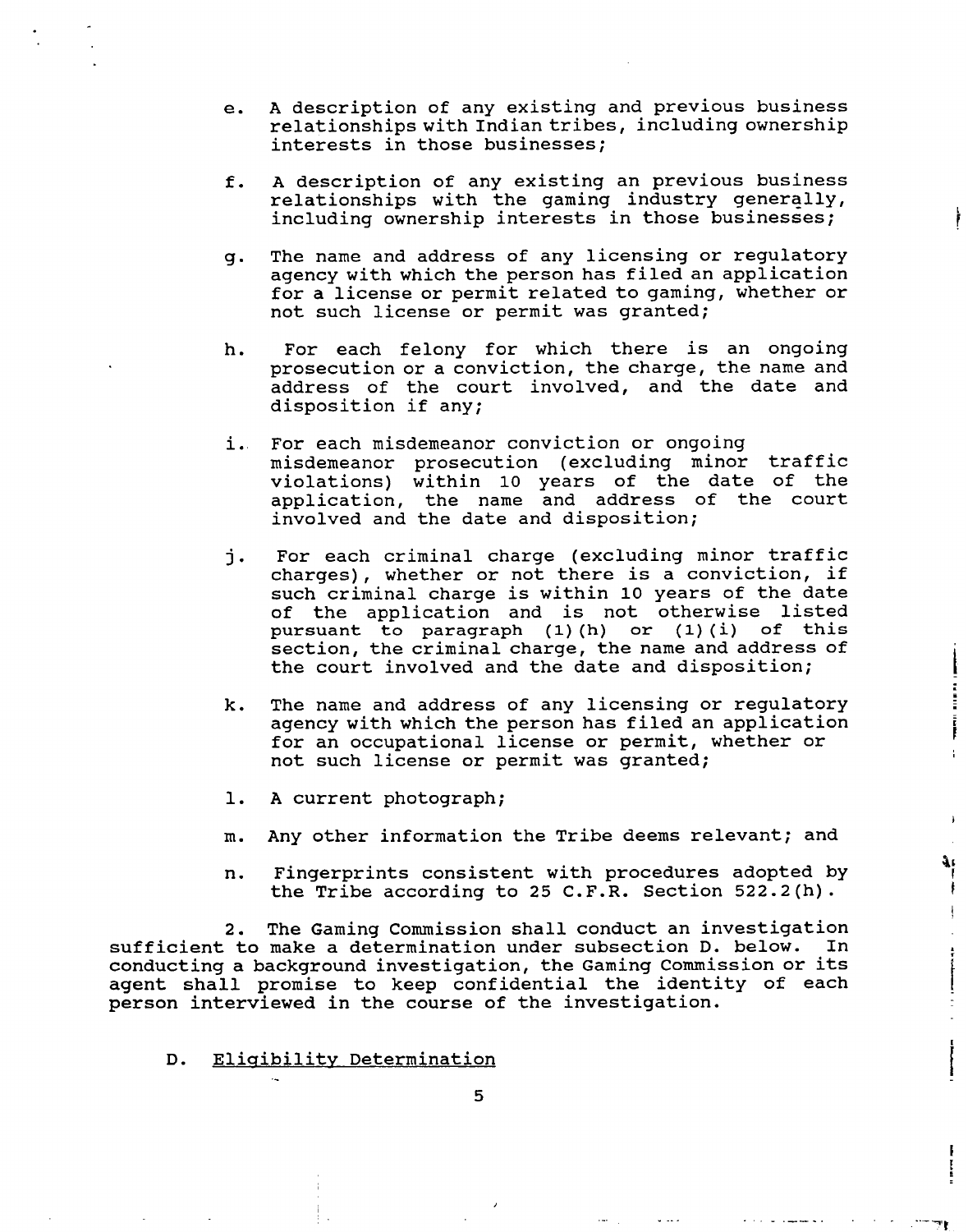e. A description of any existing and previous business relationships with Indian tribes, including ownership interests in those businesses;

f. A description of any existing an previous business relationships with the gaming industry generally, including ownership interests in those businesses;

g. The name and address of any licensing or regulatory agency with which the person has filed an application for a license or permit related to gaming, whether or not such license or permit was granted;

h. For each felony for which there is an ongoing prosecution or a conviction, the charge, the name and address of the court involved, and the date and disposition if any;

i. For each misdemeanor conviction or ongoing misdemeanor prosecution (excluding minor traffic violations) within 10 years of the date of the application, the name and address of the court involved and the date and disposition;

j. For each criminal charge (excluding minor traffic charges), whether or not there is a conviction, if such criminal charge is within 10 years of the date of the application and is not otherwise listed pursuant to paragraph (1)(h) or (1)(i) of this section, the criminal charge, the name and address of the court involved and the date and disposition;

k. The name and address of any licensing or regulatory agency with which the person has filed an application for an occupational license or permit, whether or not such license or permit was granted;

l. A current photograph;

m. Any other information the Tribe deems relevant; and

n. Fingerprints consistent with procedures adopted by the Tribe according to 25 C.F.R. Section 522.2(h).

2. The Gaming Commission shall conduct an investigation sufficient to make a determination under subsection D. below. In conducting a background investigation, the Gaming Commission or its agent shall promise to keep confidential the identity of each person interviewed in the course of the investigation.

D. Eligibility Determination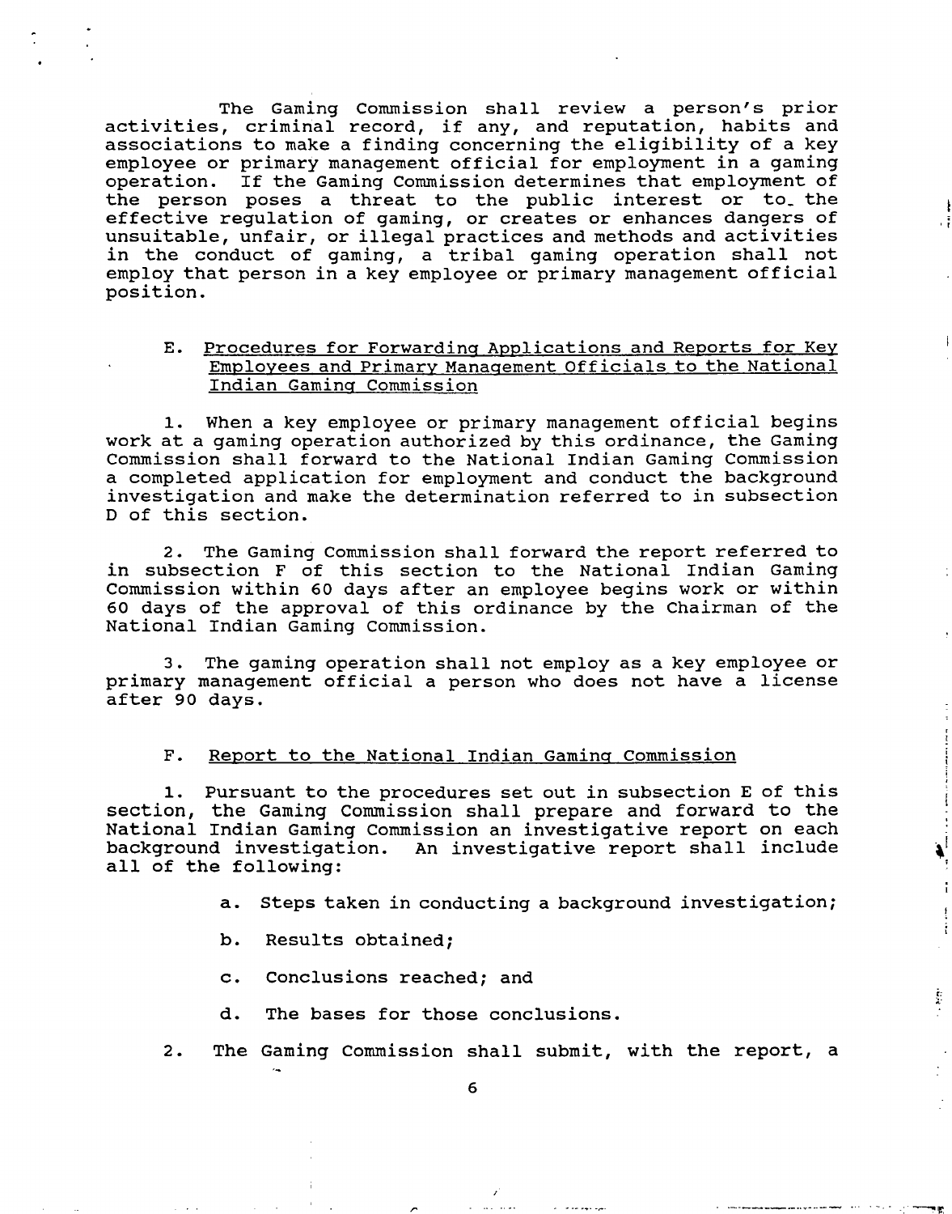The Gaming Commission shall review a person's prior activities, criminal record, if any, and reputation, habits and associations to make a finding concerning the eligibility of a key employee or primary management official for employment in a gaming operation. If the Gaming Commission determines that employment of the person poses a threat to the public interest or to the effective regulation of gaming, or creates or enhances dangers of unsuitable, unfair, or illegal practices and methods and activities in the conduct of gaming, a tribal gaming operation shall not employ that person in a key employee or primary management official position.

E. <u>Procedures for Forwarding Applications and Reports for Key Employees and Primary Management Officials to the National Indian Gaming Commission</u>

1. When a key employee or primary management official begins work at a gaming operation authorized by this ordinance, the Gaming Commission shall forward to the National Indian Gaming Commission a completed application for employment and conduct the background investigation and make the determination referred to in subsection D of this section.

2. The Gaming Commission shall forward the report referred to in subsection F of this section to the National Indian Gaming Commission within 60 days after an employee begins work or within 60 days of the approval of this ordinance by the Chairman of the National Indian Gaming Commission.

3. The gaming operation shall not employ as a key employee or primary management official a person who does not have a license after 90 days.

F. <u>Report to the National Indian Gaming Commission</u>

1. Pursuant to the procedures set out in subsection E of this section, the Gaming Commission shall prepare and forward to the National Indian Gaming Commission an investigative report on each background investigation. An investigative report shall include all of the following:

a. Steps taken in conducting a background investigation;

b. Results obtained;

c. Conclusions reached; and

d. The bases for those conclusions.

2. The Gaming Commission shall submit, with the report, a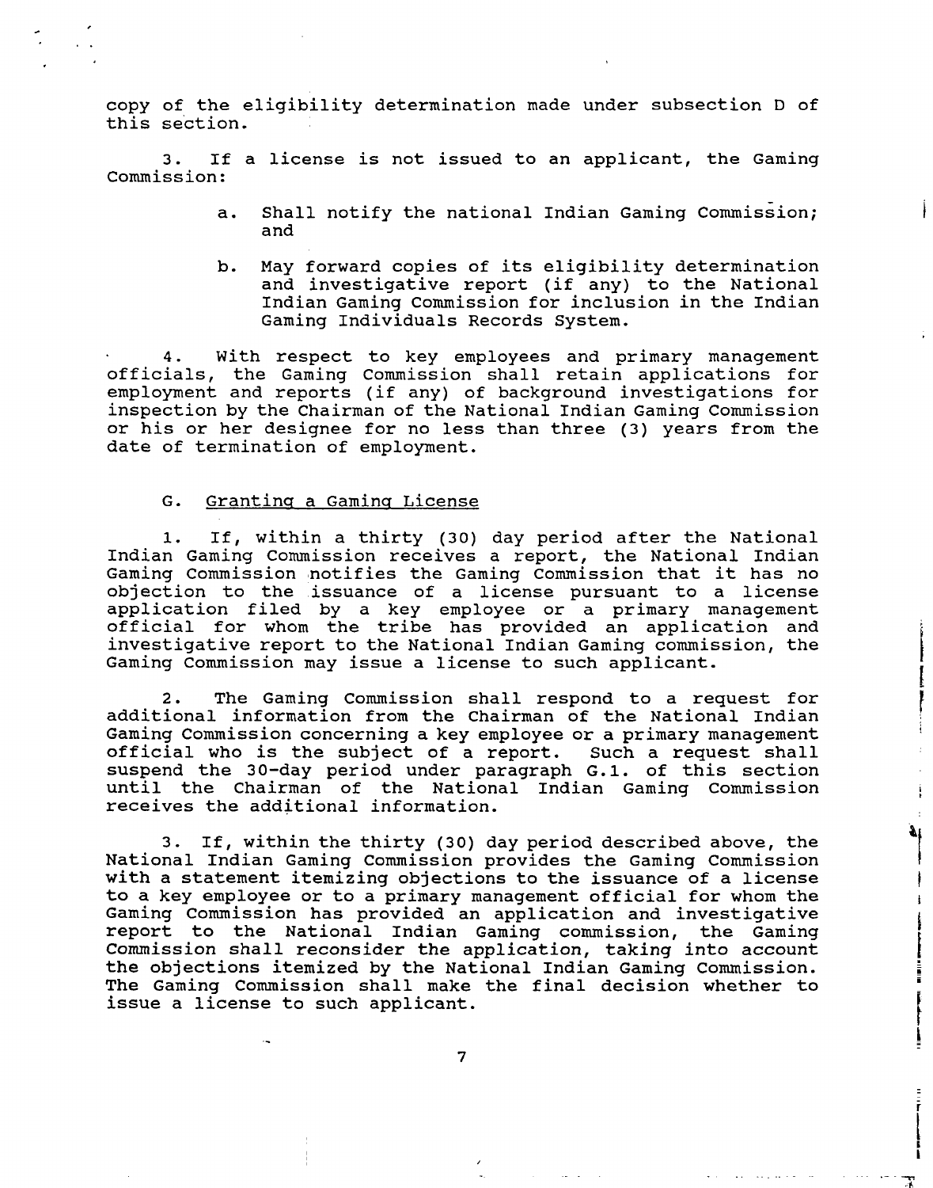copy of the eligibility determination made under subsection D of this section.

3. If a license is not issued to an applicant, the Gaming Commission:

   a. Shall notify the national Indian Gaming Commission; and

   b. May forward copies of its eligibility determination and investigative report (if any) to the National Indian Gaming Commission for inclusion in the Indian Gaming Individuals Records System.

4. With respect to key employees and primary management officials, the Gaming Commission shall retain applications for employment and reports (if any) of background investigations for inspection by the Chairman of the National Indian Gaming Commission or his or her designee for no less than three (3) years from the date of termination of employment.

G. Granting a Gaming License

1. If, within a thirty (30) day period after the National Indian Gaming Commission receives a report, the National Indian Gaming Commission notifies the Gaming Commission that it has no objection to the issuance of a license pursuant to a license application filed by a key employee or a primary management official for whom the tribe has provided an application and investigative report to the National Indian Gaming commission, the Gaming Commission may issue a license to such applicant.

2. The Gaming Commission shall respond to a request for additional information from the Chairman of the National Indian Gaming Commission concerning a key employee or a primary management official who is the subject of a report. Such a request shall suspend the 30-day period under paragraph G.1. of this section until the Chairman of the National Indian Gaming Commission receives the additional information.

3. If, within the thirty (30) day period described above, the National Indian Gaming Commission provides the Gaming Commission with a statement itemizing objections to the issuance of a license to a key employee or to a primary management official for whom the Gaming Commission has provided an application and investigative report to the National Indian Gaming commission, the Gaming Commission shall reconsider the application, taking into account the objections itemized by the National Indian Gaming Commission. The Gaming Commission shall make the final decision whether to issue a license to such applicant.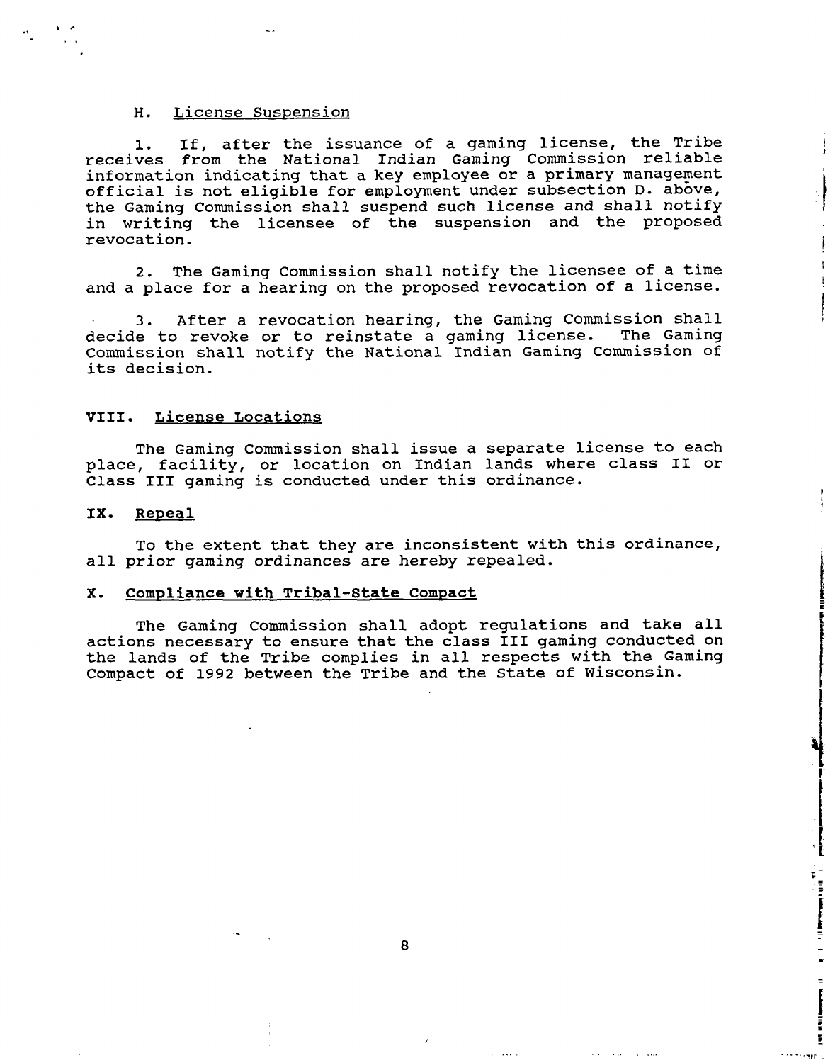### H. License Suspension

1. If, after the issuance of a gaming license, the Tribe receives from the National Indian Gaming Commission reliable information indicating that a key employee or a primary management official is not eligible for employment under subsection D. above, the Gaming Commission shall suspend such license and shall notify in writing the licensee of the suspension and the proposed revocation.

2. The Gaming Commission shall notify the licensee of a time and a place for a hearing on the proposed revocation of a license.

3. After a revocation hearing, the Gaming Commission shall decide to revoke or to reinstate a gaming license. The Gaming Commission shall notify the National Indian Gaming Commission of its decision.

## VIII. License Locations

The Gaming Commission shall issue a separate license to each place, facility, or location on Indian lands where class II or Class III gaming is conducted under this ordinance.

## IX. Repeal

To the extent that they are inconsistent with this ordinance, all prior gaming ordinances are hereby repealed.

## X. Compliance with Tribal-State Compact

The Gaming Commission shall adopt regulations and take all actions necessary to ensure that the class III gaming conducted on the lands of the Tribe complies in all respects with the Gaming Compact of 1992 between the Tribe and the State of Wisconsin.